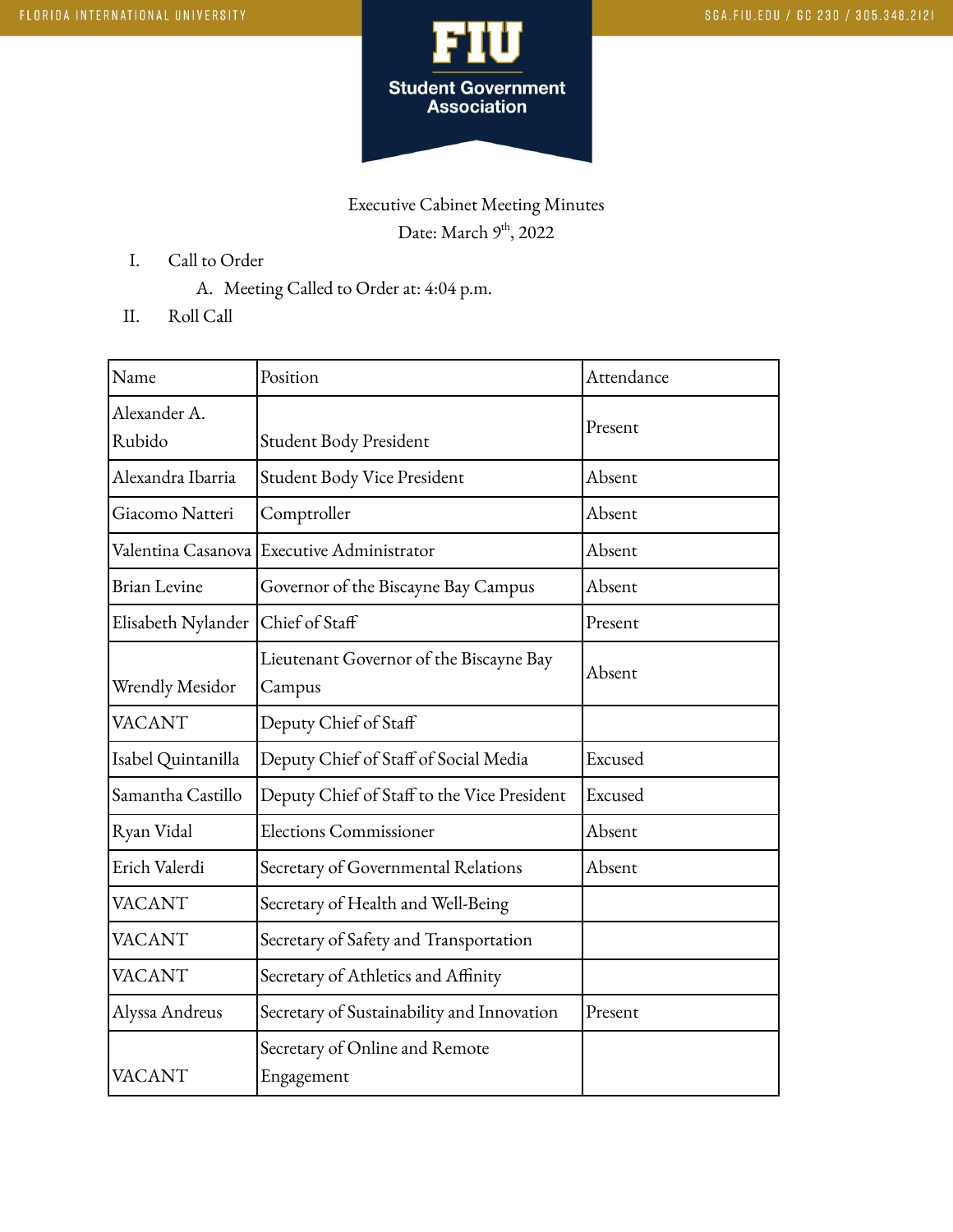Executive Cabinet Meeting Minutes

Date: March 9th, 2022

I. Call to Order

   A. Meeting Called to Order at: 4:04 p.m.

II. Roll Call

| Name | Position | Attendance |
|---|---|---|
| Alexander A. Rubido | Student Body President | Present |
| Alexandra Ibarria | Student Body Vice President | Absent |
| Giacomo Natteri | Comptroller | Absent |
| Valentina Casanova | Executive Administrator | Absent |
| Brian Levine | Governor of the Biscayne Bay Campus | Absent |
| Elisabeth Nylander | Chief of Staff | Present |
| Wrendly Mesidor | Lieutenant Governor of the Biscayne Bay Campus | Absent |
| VACANT | Deputy Chief of Staff | |
| Isabel Quintanilla | Deputy Chief of Staff of Social Media | Excused |
| Samantha Castillo | Deputy Chief of Staff to the Vice President | Excused |
| Ryan Vidal | Elections Commissioner | Absent |
| Erich Valerdi | Secretary of Governmental Relations | Absent |
| VACANT | Secretary of Health and Well-Being | |
| VACANT | Secretary of Safety and Transportation | |
| VACANT | Secretary of Athletics and Affinity | |
| Alyssa Andreus | Secretary of Sustainability and Innovation | Present |
| VACANT | Secretary of Online and Remote Engagement | |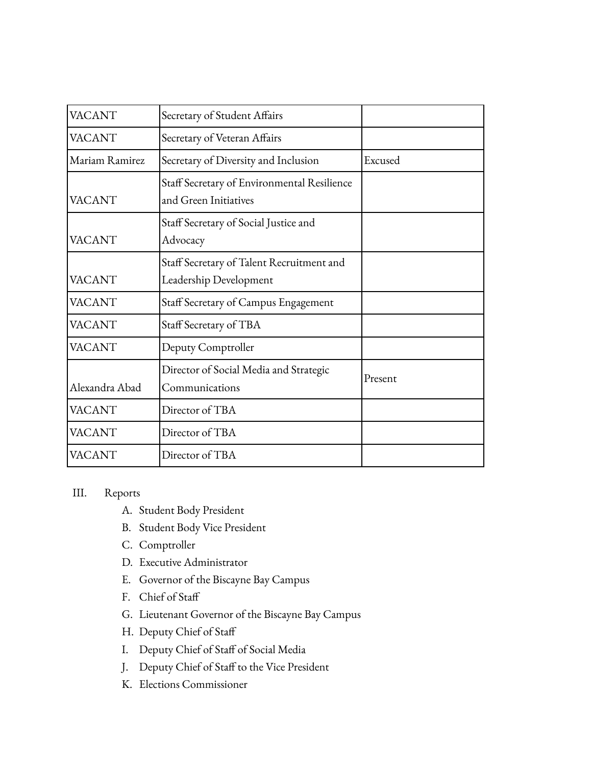| | | |
|---|---|---|
| VACANT | Secretary of Student Affairs | |
| VACANT | Secretary of Veteran Affairs | |
| Mariam Ramirez | Secretary of Diversity and Inclusion | Excused |
| VACANT | Staff Secretary of Environmental Resilience and Green Initiatives | |
| VACANT | Staff Secretary of Social Justice and Advocacy | |
| VACANT | Staff Secretary of Talent Recruitment and Leadership Development | |
| VACANT | Staff Secretary of Campus Engagement | |
| VACANT | Staff Secretary of TBA | |
| VACANT | Deputy Comptroller | |
| Alexandra Abad | Director of Social Media and Strategic Communications | Present |
| VACANT | Director of TBA | |
| VACANT | Director of TBA | |
| VACANT | Director of TBA | |

III. Reports

A. Student Body President
B. Student Body Vice President
C. Comptroller
D. Executive Administrator
E. Governor of the Biscayne Bay Campus
F. Chief of Staff
G. Lieutenant Governor of the Biscayne Bay Campus
H. Deputy Chief of Staff
I. Deputy Chief of Staff of Social Media
J. Deputy Chief of Staff to the Vice President
K. Elections Commissioner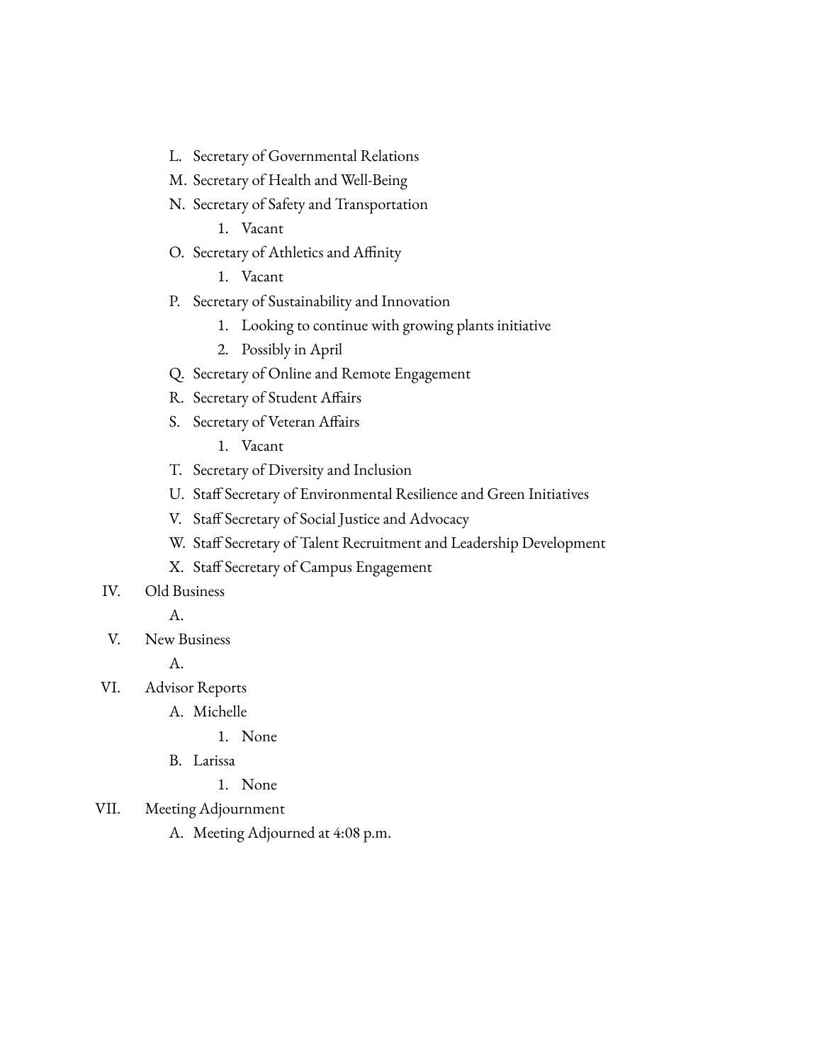L. Secretary of Governmental Relations
    M. Secretary of Health and Well-Being
    N. Secretary of Safety and Transportation
        1. Vacant
    O. Secretary of Athletics and Affinity
        1. Vacant
    P. Secretary of Sustainability and Innovation
        1. Looking to continue with growing plants initiative
        2. Possibly in April
    Q. Secretary of Online and Remote Engagement
    R. Secretary of Student Affairs
    S. Secretary of Veteran Affairs
        1. Vacant
    T. Secretary of Diversity and Inclusion
    U. Staff Secretary of Environmental Resilience and Green Initiatives
    V. Staff Secretary of Social Justice and Advocacy
    W. Staff Secretary of Talent Recruitment and Leadership Development
    X. Staff Secretary of Campus Engagement

IV. Old Business
    A.

V. New Business
    A.

VI. Advisor Reports
    A. Michelle
        1. None
    B. Larissa
        1. None

VII. Meeting Adjournment
    A. Meeting Adjourned at 4:08 p.m.